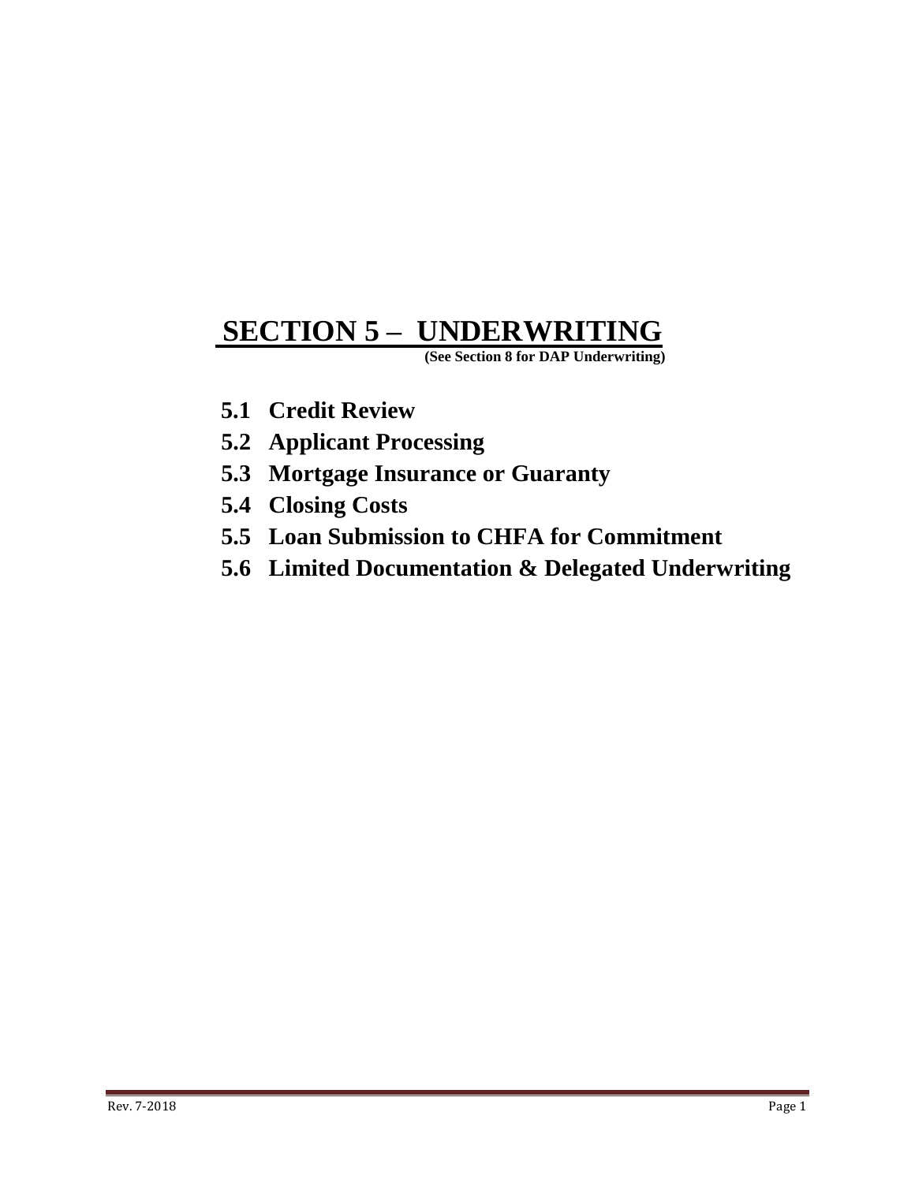# SECTION 5 – UNDERWRITING

**(See Section 8 for DAP Underwriting)**

- **5.1 Credit Review**
- **5.2 Applicant Processing**
- **5.3 Mortgage Insurance or Guaranty**
- **5.4 Closing Costs**
- **5.5 Loan Submission to CHFA for Commitment**
- **5.6 Limited Documentation & Delegated Underwriting**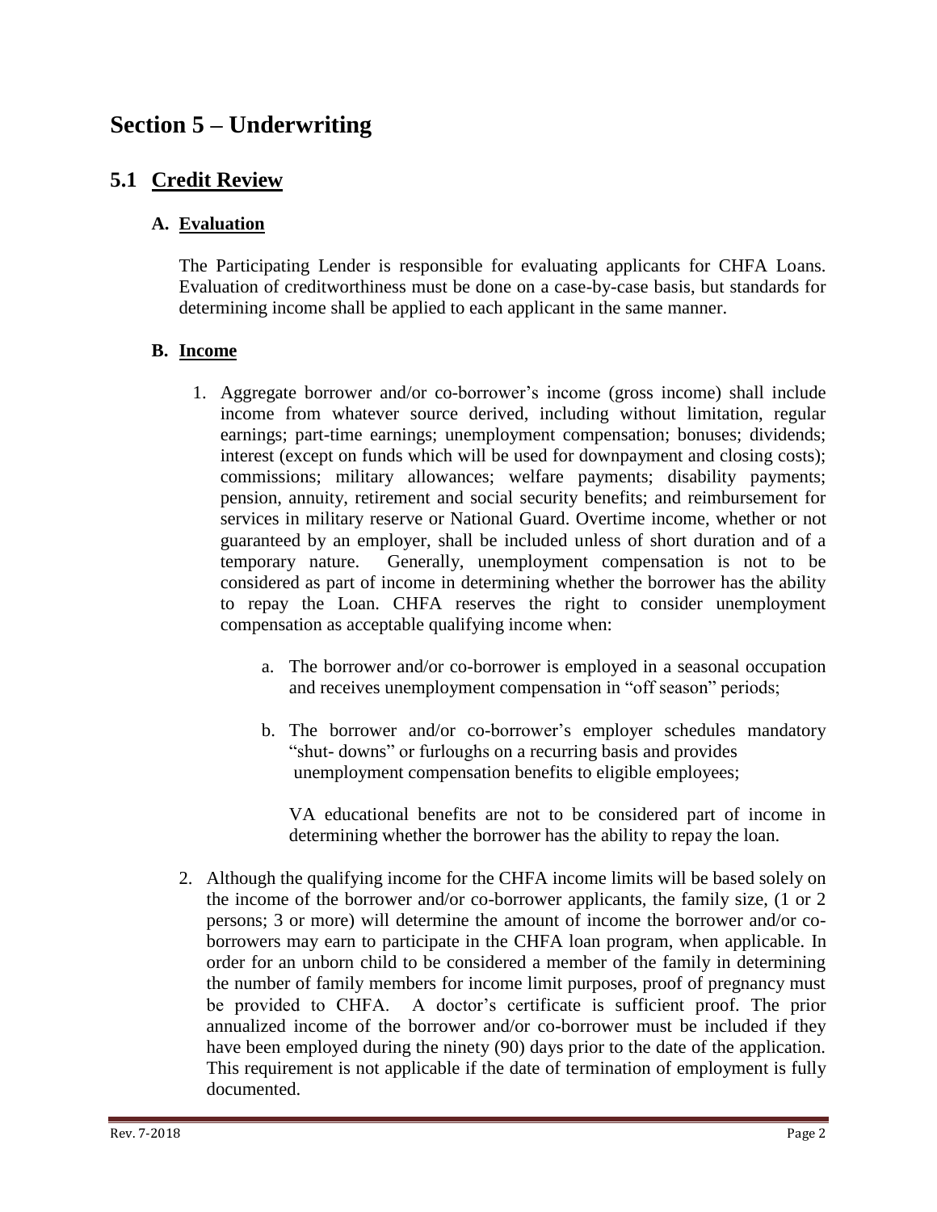# Section 5 – Underwriting

## 5.1 Credit Review

### A. Evaluation

The Participating Lender is responsible for evaluating applicants for CHFA Loans. Evaluation of creditworthiness must be done on a case-by-case basis, but standards for determining income shall be applied to each applicant in the same manner.

### B. Income

1. Aggregate borrower and/or co-borrower's income (gross income) shall include income from whatever source derived, including without limitation, regular earnings; part-time earnings; unemployment compensation; bonuses; dividends; interest (except on funds which will be used for downpayment and closing costs); commissions; military allowances; welfare payments; disability payments; pension, annuity, retirement and social security benefits; and reimbursement for services in military reserve or National Guard. Overtime income, whether or not guaranteed by an employer, shall be included unless of short duration and of a temporary nature. Generally, unemployment compensation is not to be considered as part of income in determining whether the borrower has the ability to repay the Loan. CHFA reserves the right to consider unemployment compensation as acceptable qualifying income when:

   a. The borrower and/or co-borrower is employed in a seasonal occupation and receives unemployment compensation in "off season" periods;

   b. The borrower and/or co-borrower's employer schedules mandatory "shut- downs" or furloughs on a recurring basis and provides unemployment compensation benefits to eligible employees;

   VA educational benefits are not to be considered part of income in determining whether the borrower has the ability to repay the loan.

2. Although the qualifying income for the CHFA income limits will be based solely on the income of the borrower and/or co-borrower applicants, the family size, (1 or 2 persons; 3 or more) will determine the amount of income the borrower and/or co-borrowers may earn to participate in the CHFA loan program, when applicable. In order for an unborn child to be considered a member of the family in determining the number of family members for income limit purposes, proof of pregnancy must be provided to CHFA. A doctor's certificate is sufficient proof. The prior annualized income of the borrower and/or co-borrower must be included if they have been employed during the ninety (90) days prior to the date of the application. This requirement is not applicable if the date of termination of employment is fully documented.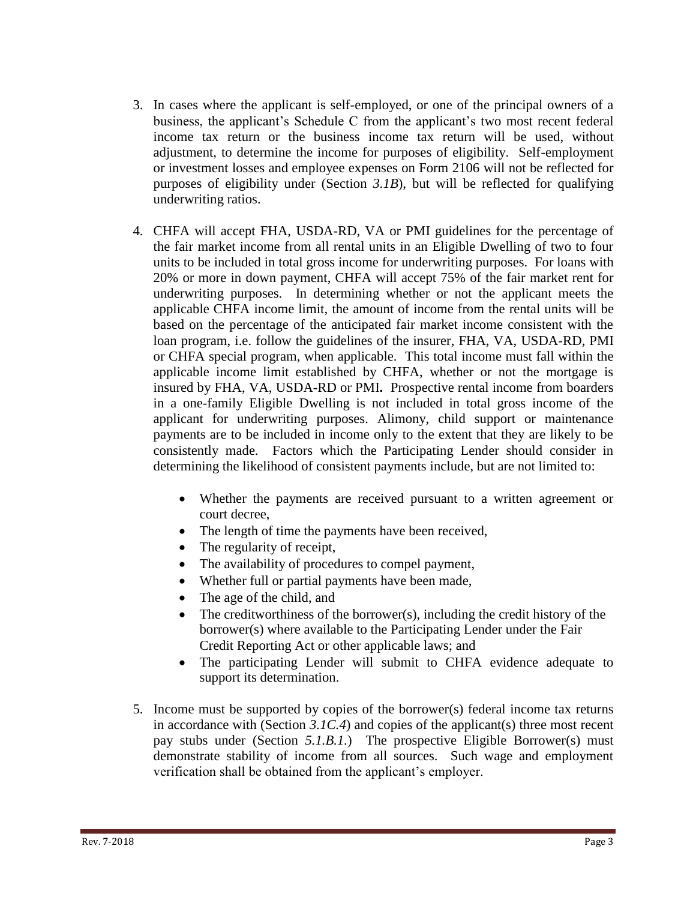3. In cases where the applicant is self-employed, or one of the principal owners of a business, the applicant's Schedule C from the applicant's two most recent federal income tax return or the business income tax return will be used, without adjustment, to determine the income for purposes of eligibility. Self-employment or investment losses and employee expenses on Form 2106 will not be reflected for purposes of eligibility under (Section *3.1B*), but will be reflected for qualifying underwriting ratios.

4. CHFA will accept FHA, USDA-RD, VA or PMI guidelines for the percentage of the fair market income from all rental units in an Eligible Dwelling of two to four units to be included in total gross income for underwriting purposes. For loans with 20% or more in down payment, CHFA will accept 75% of the fair market rent for underwriting purposes. In determining whether or not the applicant meets the applicable CHFA income limit, the amount of income from the rental units will be based on the percentage of the anticipated fair market income consistent with the loan program, i.e. follow the guidelines of the insurer, FHA, VA, USDA-RD, PMI or CHFA special program, when applicable. This total income must fall within the applicable income limit established by CHFA, whether or not the mortgage is insured by FHA, VA, USDA-RD or PMI**.** Prospective rental income from boarders in a one-family Eligible Dwelling is not included in total gross income of the applicant for underwriting purposes. Alimony, child support or maintenance payments are to be included in income only to the extent that they are likely to be consistently made. Factors which the Participating Lender should consider in determining the likelihood of consistent payments include, but are not limited to:

   - Whether the payments are received pursuant to a written agreement or court decree,
   - The length of time the payments have been received,
   - The regularity of receipt,
   - The availability of procedures to compel payment,
   - Whether full or partial payments have been made,
   - The age of the child, and
   - The creditworthiness of the borrower(s), including the credit history of the borrower(s) where available to the Participating Lender under the Fair Credit Reporting Act or other applicable laws; and
   - The participating Lender will submit to CHFA evidence adequate to support its determination.

5. Income must be supported by copies of the borrower(s) federal income tax returns in accordance with (Section *3.1C.4*) and copies of the applicant(s) three most recent pay stubs under (Section *5.1.B.1*.) The prospective Eligible Borrower(s) must demonstrate stability of income from all sources. Such wage and employment verification shall be obtained from the applicant's employer.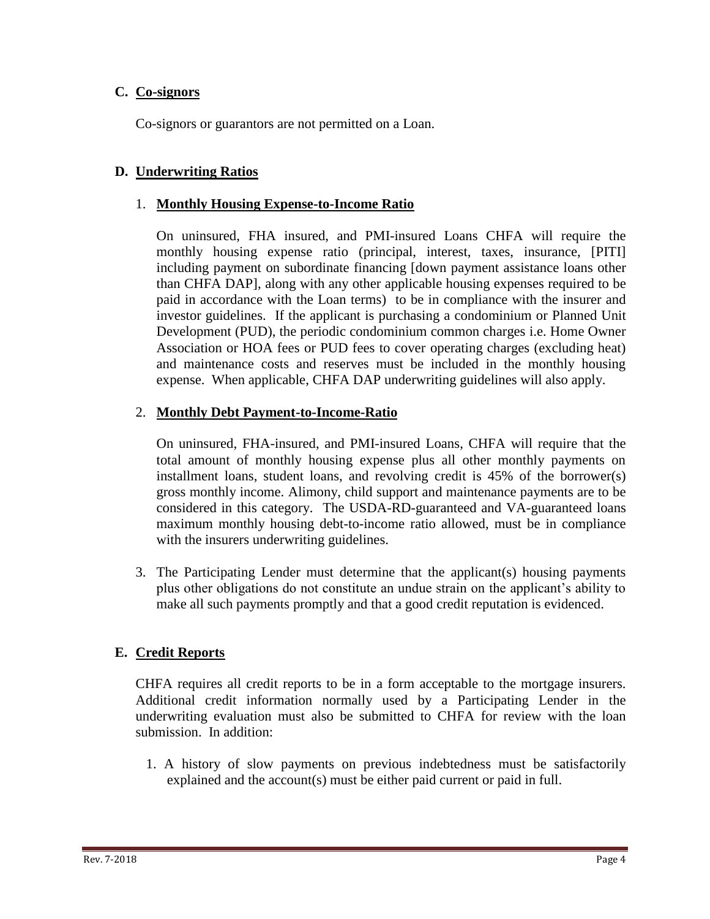### C. Co-signors

Co-signors or guarantors are not permitted on a Loan.

### D. Underwriting Ratios

1. **Monthly Housing Expense-to-Income Ratio**

   On uninsured, FHA insured, and PMI-insured Loans CHFA will require the monthly housing expense ratio (principal, interest, taxes, insurance, [PITI] including payment on subordinate financing [down payment assistance loans other than CHFA DAP], along with any other applicable housing expenses required to be paid in accordance with the Loan terms) to be in compliance with the insurer and investor guidelines. If the applicant is purchasing a condominium or Planned Unit Development (PUD), the periodic condominium common charges i.e. Home Owner Association or HOA fees or PUD fees to cover operating charges (excluding heat) and maintenance costs and reserves must be included in the monthly housing expense. When applicable, CHFA DAP underwriting guidelines will also apply.

2. **Monthly Debt Payment-to-Income-Ratio**

   On uninsured, FHA-insured, and PMI-insured Loans, CHFA will require that the total amount of monthly housing expense plus all other monthly payments on installment loans, student loans, and revolving credit is 45% of the borrower(s) gross monthly income. Alimony, child support and maintenance payments are to be considered in this category. The USDA-RD-guaranteed and VA-guaranteed loans maximum monthly housing debt-to-income ratio allowed, must be in compliance with the insurers underwriting guidelines.

3. The Participating Lender must determine that the applicant(s) housing payments plus other obligations do not constitute an undue strain on the applicant's ability to make all such payments promptly and that a good credit reputation is evidenced.

### E. Credit Reports

CHFA requires all credit reports to be in a form acceptable to the mortgage insurers. Additional credit information normally used by a Participating Lender in the underwriting evaluation must also be submitted to CHFA for review with the loan submission. In addition:

1. A history of slow payments on previous indebtedness must be satisfactorily explained and the account(s) must be either paid current or paid in full.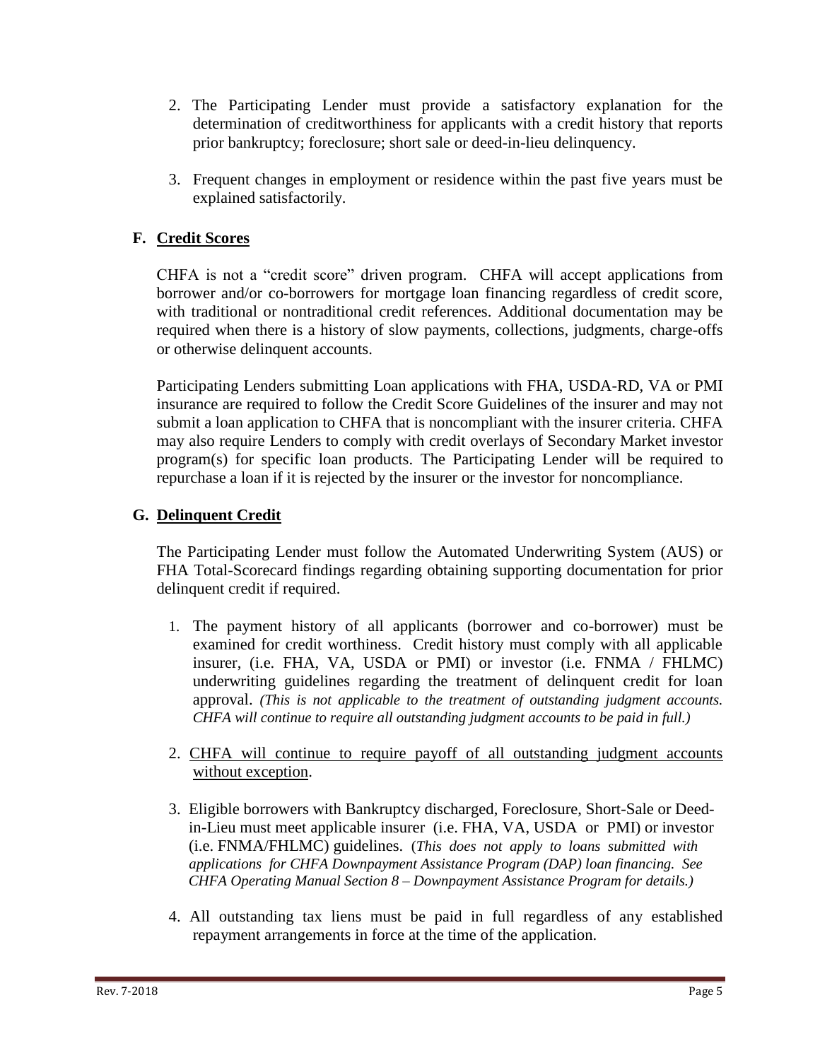2. The Participating Lender must provide a satisfactory explanation for the determination of creditworthiness for applicants with a credit history that reports prior bankruptcy; foreclosure; short sale or deed-in-lieu delinquency.

3. Frequent changes in employment or residence within the past five years must be explained satisfactorily.

### F. Credit Scores

CHFA is not a "credit score" driven program. CHFA will accept applications from borrower and/or co-borrowers for mortgage loan financing regardless of credit score, with traditional or nontraditional credit references. Additional documentation may be required when there is a history of slow payments, collections, judgments, charge-offs or otherwise delinquent accounts.

Participating Lenders submitting Loan applications with FHA, USDA-RD, VA or PMI insurance are required to follow the Credit Score Guidelines of the insurer and may not submit a loan application to CHFA that is noncompliant with the insurer criteria. CHFA may also require Lenders to comply with credit overlays of Secondary Market investor program(s) for specific loan products. The Participating Lender will be required to repurchase a loan if it is rejected by the insurer or the investor for noncompliance.

### G. Delinquent Credit

The Participating Lender must follow the Automated Underwriting System (AUS) or FHA Total-Scorecard findings regarding obtaining supporting documentation for prior delinquent credit if required.

1. The payment history of all applicants (borrower and co-borrower) must be examined for credit worthiness. Credit history must comply with all applicable insurer, (i.e. FHA, VA, USDA or PMI) or investor (i.e. FNMA / FHLMC) underwriting guidelines regarding the treatment of delinquent credit for loan approval. *(This is not applicable to the treatment of outstanding judgment accounts. CHFA will continue to require all outstanding judgment accounts to be paid in full.)*

2. CHFA will continue to require payoff of all outstanding judgment accounts without exception.

3. Eligible borrowers with Bankruptcy discharged, Foreclosure, Short-Sale or Deed-in-Lieu must meet applicable insurer (i.e. FHA, VA, USDA or PMI) or investor (i.e. FNMA/FHLMC) guidelines. (*This does not apply to loans submitted with applications for CHFA Downpayment Assistance Program (DAP) loan financing. See CHFA Operating Manual Section 8 – Downpayment Assistance Program for details.)*

4. All outstanding tax liens must be paid in full regardless of any established repayment arrangements in force at the time of the application.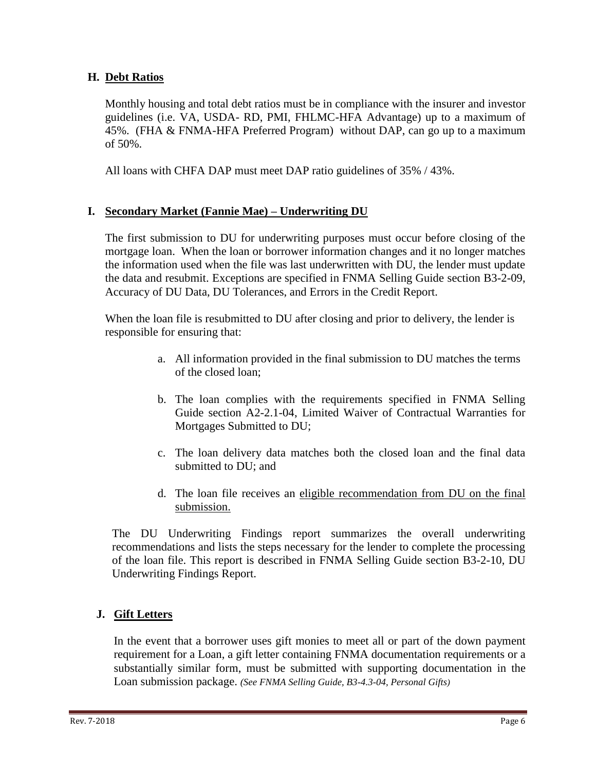## H. Debt Ratios

Monthly housing and total debt ratios must be in compliance with the insurer and investor guidelines (i.e. VA, USDA- RD, PMI, FHLMC-HFA Advantage) up to a maximum of 45%. (FHA & FNMA-HFA Preferred Program) without DAP, can go up to a maximum of 50%.

All loans with CHFA DAP must meet DAP ratio guidelines of 35% / 43%.

## I. Secondary Market (Fannie Mae) – Underwriting DU

The first submission to DU for underwriting purposes must occur before closing of the mortgage loan. When the loan or borrower information changes and it no longer matches the information used when the file was last underwritten with DU, the lender must update the data and resubmit. Exceptions are specified in FNMA Selling Guide section B3-2-09, Accuracy of DU Data, DU Tolerances, and Errors in the Credit Report.

When the loan file is resubmitted to DU after closing and prior to delivery, the lender is responsible for ensuring that:

a. All information provided in the final submission to DU matches the terms of the closed loan;

b. The loan complies with the requirements specified in FNMA Selling Guide section A2-2.1-04, Limited Waiver of Contractual Warranties for Mortgages Submitted to DU;

c. The loan delivery data matches both the closed loan and the final data submitted to DU; and

d. The loan file receives an <u>eligible recommendation from DU on the final submission.</u>

The DU Underwriting Findings report summarizes the overall underwriting recommendations and lists the steps necessary for the lender to complete the processing of the loan file. This report is described in FNMA Selling Guide section B3-2-10, DU Underwriting Findings Report.

## J. Gift Letters

In the event that a borrower uses gift monies to meet all or part of the down payment requirement for a Loan, a gift letter containing FNMA documentation requirements or a substantially similar form, must be submitted with supporting documentation in the Loan submission package. *(See FNMA Selling Guide, B3-4.3-04, Personal Gifts)*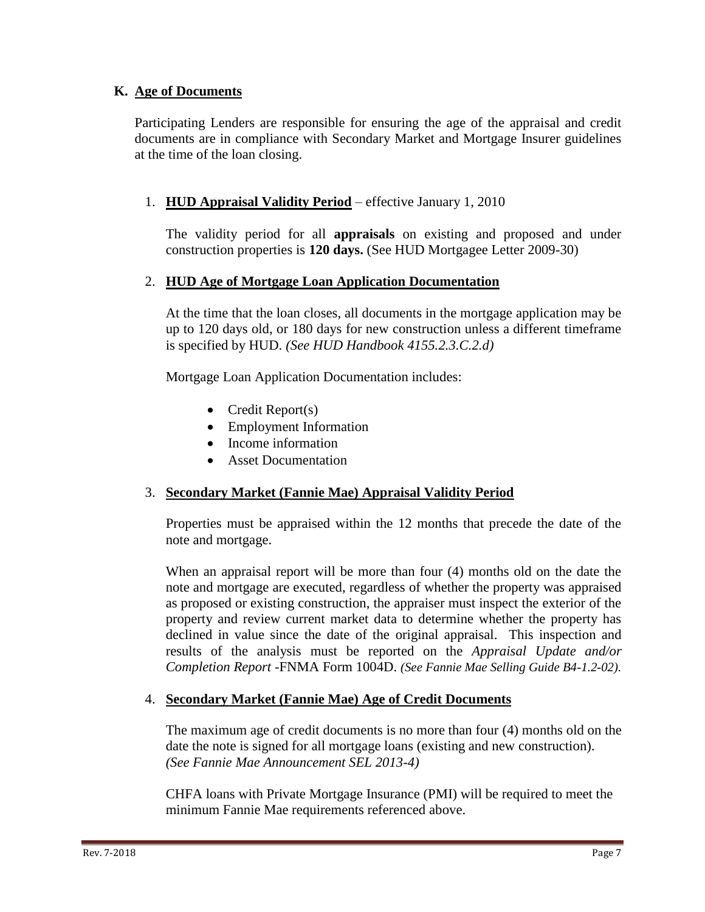## K. Age of Documents

Participating Lenders are responsible for ensuring the age of the appraisal and credit documents are in compliance with Secondary Market and Mortgage Insurer guidelines at the time of the loan closing.

1. **HUD Appraisal Validity Period** – effective January 1, 2010

   The validity period for all **appraisals** on existing and proposed and under construction properties is **120 days.** (See HUD Mortgagee Letter 2009-30)

2. **HUD Age of Mortgage Loan Application Documentation**

   At the time that the loan closes, all documents in the mortgage application may be up to 120 days old, or 180 days for new construction unless a different timeframe is specified by HUD. *(See HUD Handbook 4155.2.3.C.2.d)*

   Mortgage Loan Application Documentation includes:

   - Credit Report(s)
   - Employment Information
   - Income information
   - Asset Documentation

3. **Secondary Market (Fannie Mae) Appraisal Validity Period**

   Properties must be appraised within the 12 months that precede the date of the note and mortgage.

   When an appraisal report will be more than four (4) months old on the date the note and mortgage are executed, regardless of whether the property was appraised as proposed or existing construction, the appraiser must inspect the exterior of the property and review current market data to determine whether the property has declined in value since the date of the original appraisal. This inspection and results of the analysis must be reported on the *Appraisal Update and/or Completion Report* -FNMA Form 1004D. *(See Fannie Mae Selling Guide B4-1.2-02).*

4. **Secondary Market (Fannie Mae) Age of Credit Documents**

   The maximum age of credit documents is no more than four (4) months old on the date the note is signed for all mortgage loans (existing and new construction). *(See Fannie Mae Announcement SEL 2013-4)*

   CHFA loans with Private Mortgage Insurance (PMI) will be required to meet the minimum Fannie Mae requirements referenced above.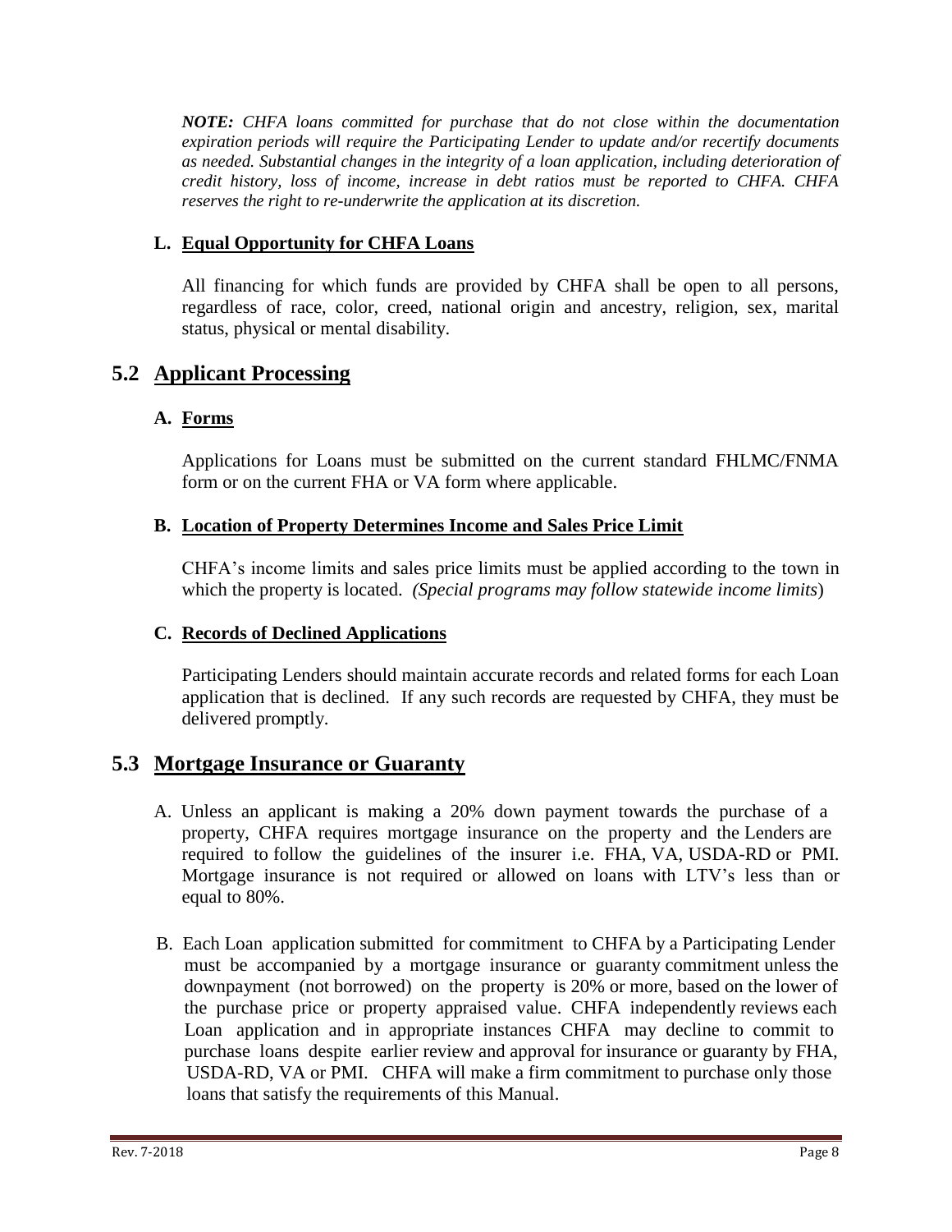***NOTE:*** *CHFA loans committed for purchase that do not close within the documentation expiration periods will require the Participating Lender to update and/or recertify documents as needed. Substantial changes in the integrity of a loan application, including deterioration of credit history, loss of income, increase in debt ratios must be reported to CHFA. CHFA reserves the right to re-underwrite the application at its discretion.*

### L. Equal Opportunity for CHFA Loans

All financing for which funds are provided by CHFA shall be open to all persons, regardless of race, color, creed, national origin and ancestry, religion, sex, marital status, physical or mental disability.

## 5.2 Applicant Processing

### A. Forms

Applications for Loans must be submitted on the current standard FHLMC/FNMA form or on the current FHA or VA form where applicable.

### B. Location of Property Determines Income and Sales Price Limit

CHFA's income limits and sales price limits must be applied according to the town in which the property is located. *(Special programs may follow statewide income limits*)

### C. Records of Declined Applications

Participating Lenders should maintain accurate records and related forms for each Loan application that is declined. If any such records are requested by CHFA, they must be delivered promptly.

## 5.3 Mortgage Insurance or Guaranty

A. Unless an applicant is making a 20% down payment towards the purchase of a property, CHFA requires mortgage insurance on the property and the Lenders are required to follow the guidelines of the insurer i.e. FHA, VA, USDA-RD or PMI. Mortgage insurance is not required or allowed on loans with LTV's less than or equal to 80%.

B. Each Loan application submitted for commitment to CHFA by a Participating Lender must be accompanied by a mortgage insurance or guaranty commitment unless the downpayment (not borrowed) on the property is 20% or more, based on the lower of the purchase price or property appraised value. CHFA independently reviews each Loan application and in appropriate instances CHFA may decline to commit to purchase loans despite earlier review and approval for insurance or guaranty by FHA, USDA-RD, VA or PMI. CHFA will make a firm commitment to purchase only those loans that satisfy the requirements of this Manual.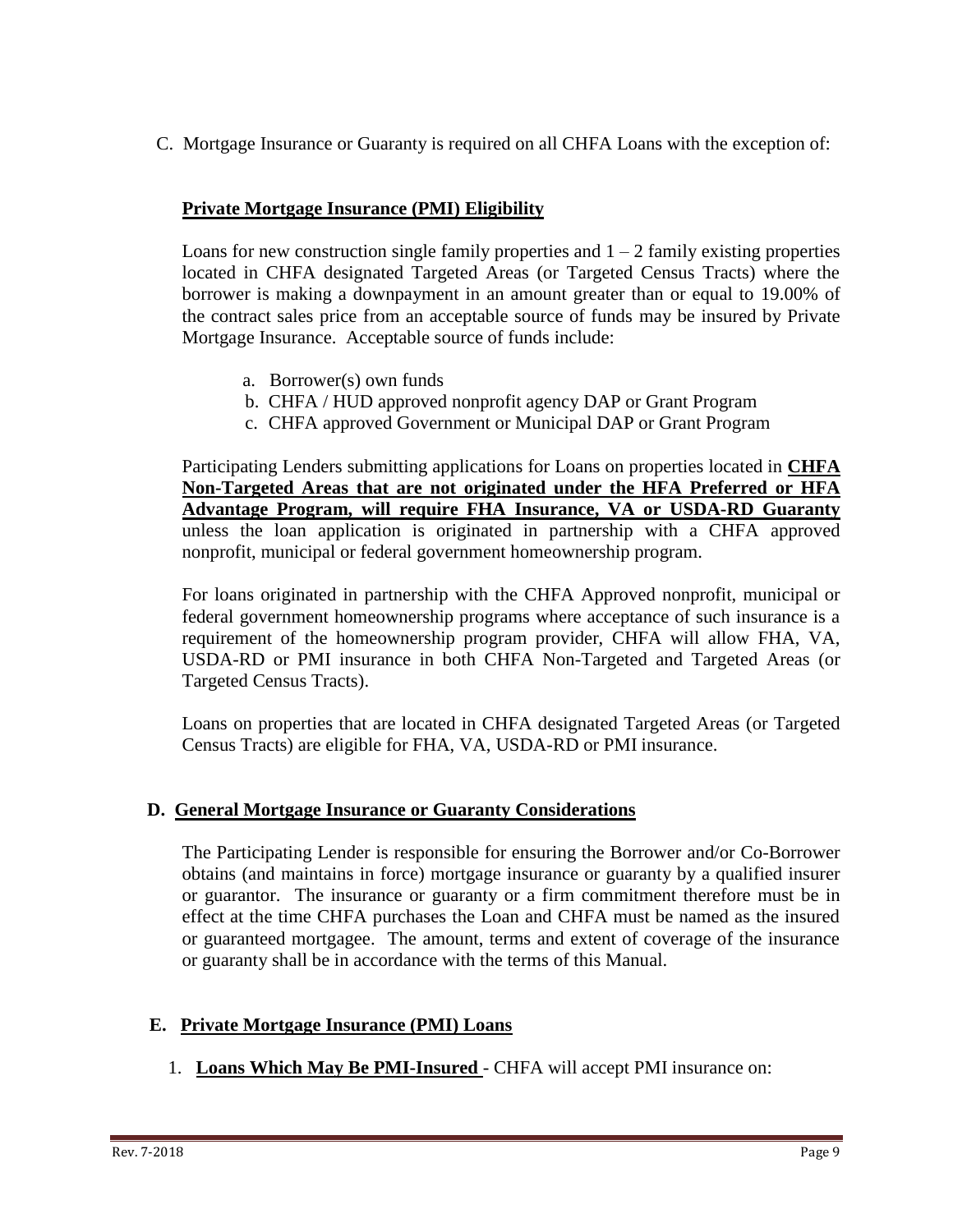C. Mortgage Insurance or Guaranty is required on all CHFA Loans with the exception of:

**Private Mortgage Insurance (PMI) Eligibility**

Loans for new construction single family properties and 1 – 2 family existing properties located in CHFA designated Targeted Areas (or Targeted Census Tracts) where the borrower is making a downpayment in an amount greater than or equal to 19.00% of the contract sales price from an acceptable source of funds may be insured by Private Mortgage Insurance. Acceptable source of funds include:

a. Borrower(s) own funds
b. CHFA / HUD approved nonprofit agency DAP or Grant Program
c. CHFA approved Government or Municipal DAP or Grant Program

Participating Lenders submitting applications for Loans on properties located in **CHFA Non-Targeted Areas that are not originated under the HFA Preferred or HFA Advantage Program, will require FHA Insurance, VA or USDA-RD Guaranty** unless the loan application is originated in partnership with a CHFA approved nonprofit, municipal or federal government homeownership program.

For loans originated in partnership with the CHFA Approved nonprofit, municipal or federal government homeownership programs where acceptance of such insurance is a requirement of the homeownership program provider, CHFA will allow FHA, VA, USDA-RD or PMI insurance in both CHFA Non-Targeted and Targeted Areas (or Targeted Census Tracts).

Loans on properties that are located in CHFA designated Targeted Areas (or Targeted Census Tracts) are eligible for FHA, VA, USDA-RD or PMI insurance.

**D. General Mortgage Insurance or Guaranty Considerations**

The Participating Lender is responsible for ensuring the Borrower and/or Co-Borrower obtains (and maintains in force) mortgage insurance or guaranty by a qualified insurer or guarantor. The insurance or guaranty or a firm commitment therefore must be in effect at the time CHFA purchases the Loan and CHFA must be named as the insured or guaranteed mortgagee. The amount, terms and extent of coverage of the insurance or guaranty shall be in accordance with the terms of this Manual.

**E. Private Mortgage Insurance (PMI) Loans**

1. **Loans Which May Be PMI-Insured** - CHFA will accept PMI insurance on: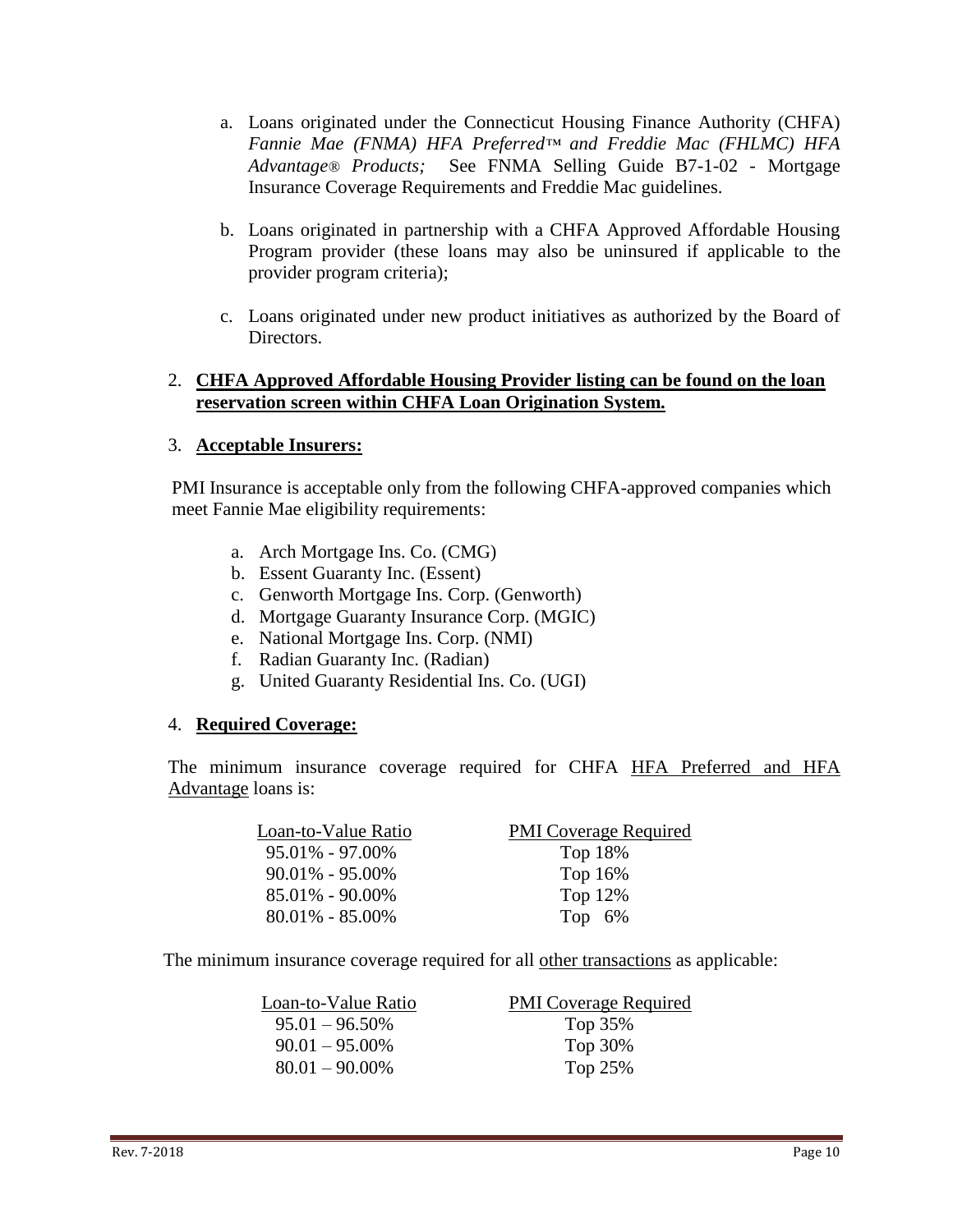a. Loans originated under the Connecticut Housing Finance Authority (CHFA) *Fannie Mae (FNMA) HFA Preferred™ and Freddie Mac (FHLMC) HFA Advantage® Products;* See FNMA Selling Guide B7-1-02 - Mortgage Insurance Coverage Requirements and Freddie Mac guidelines.

b. Loans originated in partnership with a CHFA Approved Affordable Housing Program provider (these loans may also be uninsured if applicable to the provider program criteria);

c. Loans originated under new product initiatives as authorized by the Board of Directors.

2. **CHFA Approved Affordable Housing Provider listing can be found on the loan reservation screen within CHFA Loan Origination System.**

3. **Acceptable Insurers:**

PMI Insurance is acceptable only from the following CHFA-approved companies which meet Fannie Mae eligibility requirements:

a. Arch Mortgage Ins. Co. (CMG)
b. Essent Guaranty Inc. (Essent)
c. Genworth Mortgage Ins. Corp. (Genworth)
d. Mortgage Guaranty Insurance Corp. (MGIC)
e. National Mortgage Ins. Corp. (NMI)
f. Radian Guaranty Inc. (Radian)
g. United Guaranty Residential Ins. Co. (UGI)

4. **Required Coverage:**

The minimum insurance coverage required for CHFA HFA Preferred and HFA Advantage loans is:

| Loan-to-Value Ratio | PMI Coverage Required |
|---|---|
| 95.01% - 97.00% | Top 18% |
| 90.01% - 95.00% | Top 16% |
| 85.01% - 90.00% | Top 12% |
| 80.01% - 85.00% | Top 6% |

The minimum insurance coverage required for all other transactions as applicable:

| Loan-to-Value Ratio | PMI Coverage Required |
|---|---|
| 95.01 – 96.50% | Top 35% |
| 90.01 – 95.00% | Top 30% |
| 80.01 – 90.00% | Top 25% |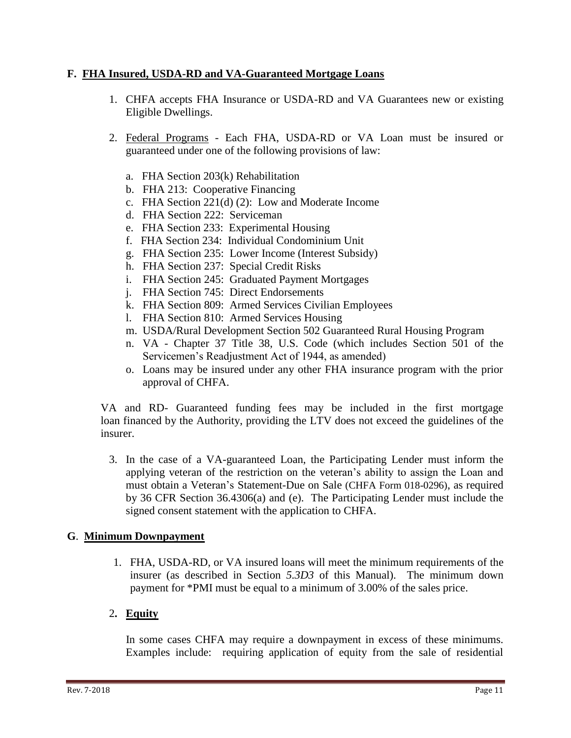## F. FHA Insured, USDA-RD and VA-Guaranteed Mortgage Loans

1. CHFA accepts FHA Insurance or USDA-RD and VA Guarantees new or existing Eligible Dwellings.

2. Federal Programs - Each FHA, USDA-RD or VA Loan must be insured or guaranteed under one of the following provisions of law:

   a. FHA Section 203(k) Rehabilitation
   b. FHA 213: Cooperative Financing
   c. FHA Section 221(d) (2): Low and Moderate Income
   d. FHA Section 222: Serviceman
   e. FHA Section 233: Experimental Housing
   f. FHA Section 234: Individual Condominium Unit
   g. FHA Section 235: Lower Income (Interest Subsidy)
   h. FHA Section 237: Special Credit Risks
   i. FHA Section 245: Graduated Payment Mortgages
   j. FHA Section 745: Direct Endorsements
   k. FHA Section 809: Armed Services Civilian Employees
   l. FHA Section 810: Armed Services Housing
   m. USDA/Rural Development Section 502 Guaranteed Rural Housing Program
   n. VA - Chapter 37 Title 38, U.S. Code (which includes Section 501 of the Servicemen's Readjustment Act of 1944, as amended)
   o. Loans may be insured under any other FHA insurance program with the prior approval of CHFA.

VA and RD- Guaranteed funding fees may be included in the first mortgage loan financed by the Authority, providing the LTV does not exceed the guidelines of the insurer.

3. In the case of a VA-guaranteed Loan, the Participating Lender must inform the applying veteran of the restriction on the veteran's ability to assign the Loan and must obtain a Veteran's Statement-Due on Sale (CHFA Form 018-0296), as required by 36 CFR Section 36.4306(a) and (e). The Participating Lender must include the signed consent statement with the application to CHFA.

## G. Minimum Downpayment

1. FHA, USDA-RD, or VA insured loans will meet the minimum requirements of the insurer (as described in Section *5.3D3* of this Manual). The minimum down payment for *PMI must be equal to a minimum of 3.00% of the sales price.

2. **Equity**

   In some cases CHFA may require a downpayment in excess of these minimums. Examples include: requiring application of equity from the sale of residential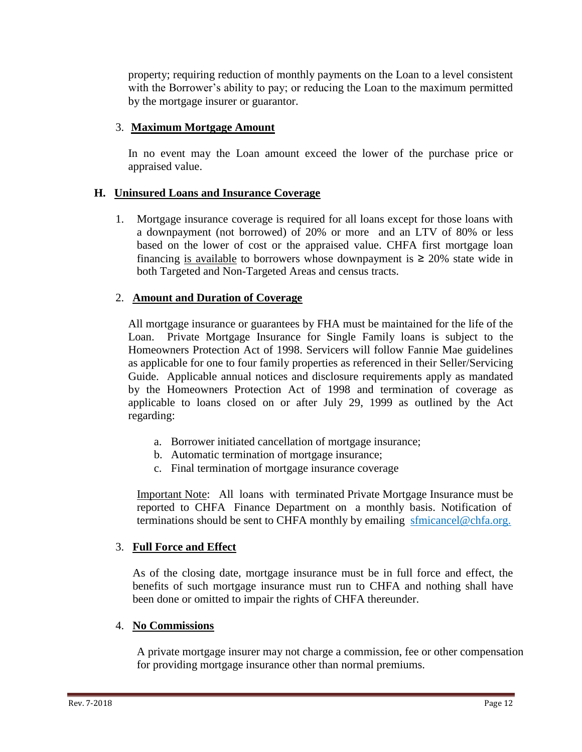property; requiring reduction of monthly payments on the Loan to a level consistent with the Borrower's ability to pay; or reducing the Loan to the maximum permitted by the mortgage insurer or guarantor.

3. **Maximum Mortgage Amount**

In no event may the Loan amount exceed the lower of the purchase price or appraised value.

## H. Uninsured Loans and Insurance Coverage

1. Mortgage insurance coverage is required for all loans except for those loans with a downpayment (not borrowed) of 20% or more and an LTV of 80% or less based on the lower of cost or the appraised value. CHFA first mortgage loan financing is available to borrowers whose downpayment is ≥ 20% state wide in both Targeted and Non-Targeted Areas and census tracts.

2. **Amount and Duration of Coverage**

All mortgage insurance or guarantees by FHA must be maintained for the life of the Loan. Private Mortgage Insurance for Single Family loans is subject to the Homeowners Protection Act of 1998. Servicers will follow Fannie Mae guidelines as applicable for one to four family properties as referenced in their Seller/Servicing Guide. Applicable annual notices and disclosure requirements apply as mandated by the Homeowners Protection Act of 1998 and termination of coverage as applicable to loans closed on or after July 29, 1999 as outlined by the Act regarding:

   a. Borrower initiated cancellation of mortgage insurance;
   b. Automatic termination of mortgage insurance;
   c. Final termination of mortgage insurance coverage

Important Note: All loans with terminated Private Mortgage Insurance must be reported to CHFA Finance Department on a monthly basis. Notification of terminations should be sent to CHFA monthly by emailing sfmicancel@chfa.org.

3. **Full Force and Effect**

As of the closing date, mortgage insurance must be in full force and effect, the benefits of such mortgage insurance must run to CHFA and nothing shall have been done or omitted to impair the rights of CHFA thereunder.

4. **No Commissions**

A private mortgage insurer may not charge a commission, fee or other compensation for providing mortgage insurance other than normal premiums.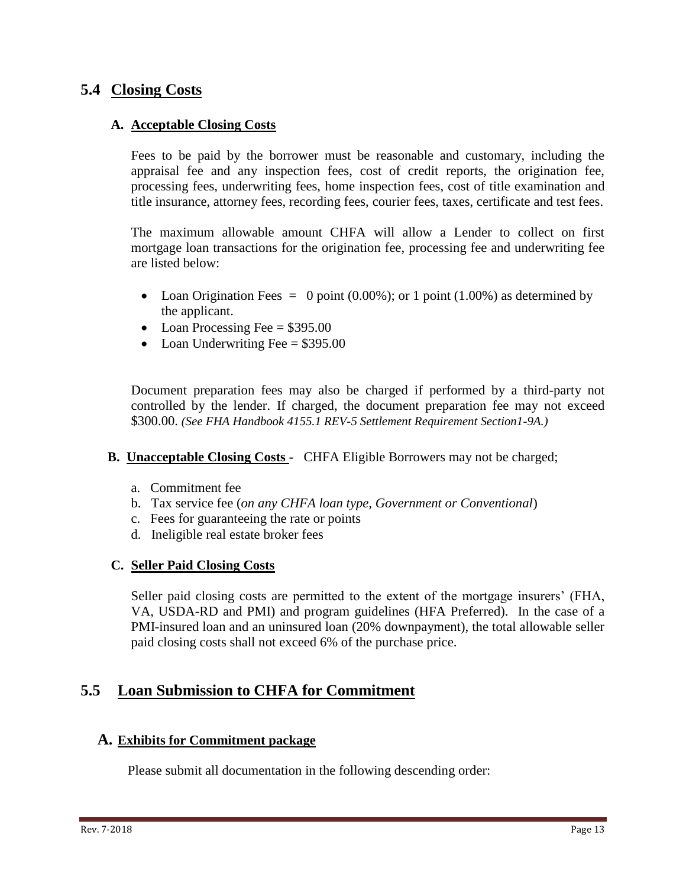## 5.4 Closing Costs

### A. Acceptable Closing Costs

Fees to be paid by the borrower must be reasonable and customary, including the appraisal fee and any inspection fees, cost of credit reports, the origination fee, processing fees, underwriting fees, home inspection fees, cost of title examination and title insurance, attorney fees, recording fees, courier fees, taxes, certificate and test fees.

The maximum allowable amount CHFA will allow a Lender to collect on first mortgage loan transactions for the origination fee, processing fee and underwriting fee are listed below:

- Loan Origination Fees = 0 point (0.00%); or 1 point (1.00%) as determined by the applicant.
- Loan Processing Fee = $395.00
- Loan Underwriting Fee = $395.00

Document preparation fees may also be charged if performed by a third-party not controlled by the lender. If charged, the document preparation fee may not exceed $300.00. *(See FHA Handbook 4155.1 REV-5 Settlement Requirement Section1-9A.)*

### B. Unacceptable Closing Costs - CHFA Eligible Borrowers may not be charged;

a. Commitment fee
b. Tax service fee (*on any CHFA loan type, Government or Conventional*)
c. Fees for guaranteeing the rate or points
d. Ineligible real estate broker fees

### C. Seller Paid Closing Costs

Seller paid closing costs are permitted to the extent of the mortgage insurers' (FHA, VA, USDA-RD and PMI) and program guidelines (HFA Preferred). In the case of a PMI-insured loan and an uninsured loan (20% downpayment), the total allowable seller paid closing costs shall not exceed 6% of the purchase price.

## 5.5 Loan Submission to CHFA for Commitment

### A. Exhibits for Commitment package

Please submit all documentation in the following descending order: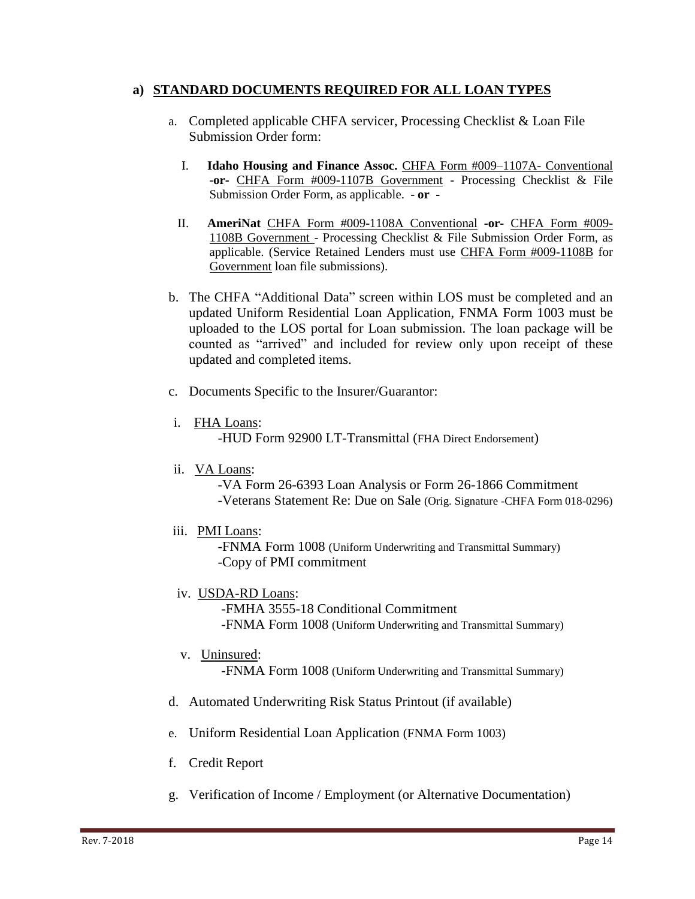## a) STANDARD DOCUMENTS REQUIRED FOR ALL LOAN TYPES

a. Completed applicable CHFA servicer, Processing Checklist & Loan File Submission Order form:

   I. **Idaho Housing and Finance Assoc.** CHFA Form #009–1107A- Conventional **-or-** CHFA Form #009-1107B Government - Processing Checklist & File Submission Order Form, as applicable. - **or** -

   II. **AmeriNat** CHFA Form #009-1108A Conventional **-or-** CHFA Form #009-1108B Government - Processing Checklist & File Submission Order Form, as applicable. (Service Retained Lenders must use CHFA Form #009-1108B for Government loan file submissions).

b. The CHFA "Additional Data" screen within LOS must be completed and an updated Uniform Residential Loan Application, FNMA Form 1003 must be uploaded to the LOS portal for Loan submission. The loan package will be counted as "arrived" and included for review only upon receipt of these updated and completed items.

c. Documents Specific to the Insurer/Guarantor:

   i. FHA Loans:
      -HUD Form 92900 LT-Transmittal (FHA Direct Endorsement)

   ii. VA Loans:
      -VA Form 26-6393 Loan Analysis or Form 26-1866 Commitment
      -Veterans Statement Re: Due on Sale (Orig. Signature -CHFA Form 018-0296)

   iii. PMI Loans:
      -FNMA Form 1008 (Uniform Underwriting and Transmittal Summary)
      -Copy of PMI commitment

   iv. USDA-RD Loans:
      -FMHA 3555-18 Conditional Commitment
      -FNMA Form 1008 (Uniform Underwriting and Transmittal Summary)

   v. Uninsured:
      -FNMA Form 1008 (Uniform Underwriting and Transmittal Summary)

d. Automated Underwriting Risk Status Printout (if available)

e. Uniform Residential Loan Application (FNMA Form 1003)

f. Credit Report

g. Verification of Income / Employment (or Alternative Documentation)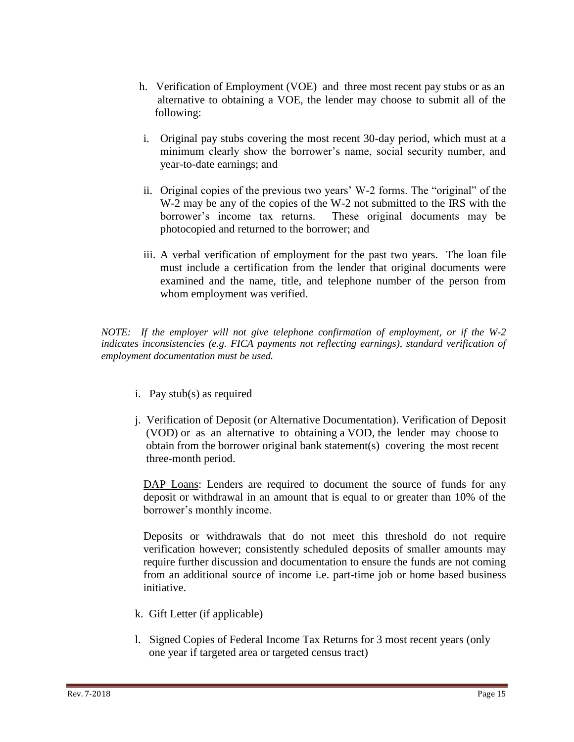h. Verification of Employment (VOE) and three most recent pay stubs or as an alternative to obtaining a VOE, the lender may choose to submit all of the following:

   i. Original pay stubs covering the most recent 30-day period, which must at a minimum clearly show the borrower's name, social security number, and year-to-date earnings; and

   ii. Original copies of the previous two years' W-2 forms. The "original" of the W-2 may be any of the copies of the W-2 not submitted to the IRS with the borrower's income tax returns. These original documents may be photocopied and returned to the borrower; and

   iii. A verbal verification of employment for the past two years. The loan file must include a certification from the lender that original documents were examined and the name, title, and telephone number of the person from whom employment was verified.

*NOTE: If the employer will not give telephone confirmation of employment, or if the W-2 indicates inconsistencies (e.g. FICA payments not reflecting earnings), standard verification of employment documentation must be used.*

i. Pay stub(s) as required

j. Verification of Deposit (or Alternative Documentation). Verification of Deposit (VOD) or as an alternative to obtaining a VOD, the lender may choose to obtain from the borrower original bank statement(s) covering the most recent three-month period.

   <u>DAP Loans</u>: Lenders are required to document the source of funds for any deposit or withdrawal in an amount that is equal to or greater than 10% of the borrower's monthly income.

   Deposits or withdrawals that do not meet this threshold do not require verification however; consistently scheduled deposits of smaller amounts may require further discussion and documentation to ensure the funds are not coming from an additional source of income i.e. part-time job or home based business initiative.

k. Gift Letter (if applicable)

l. Signed Copies of Federal Income Tax Returns for 3 most recent years (only one year if targeted area or targeted census tract)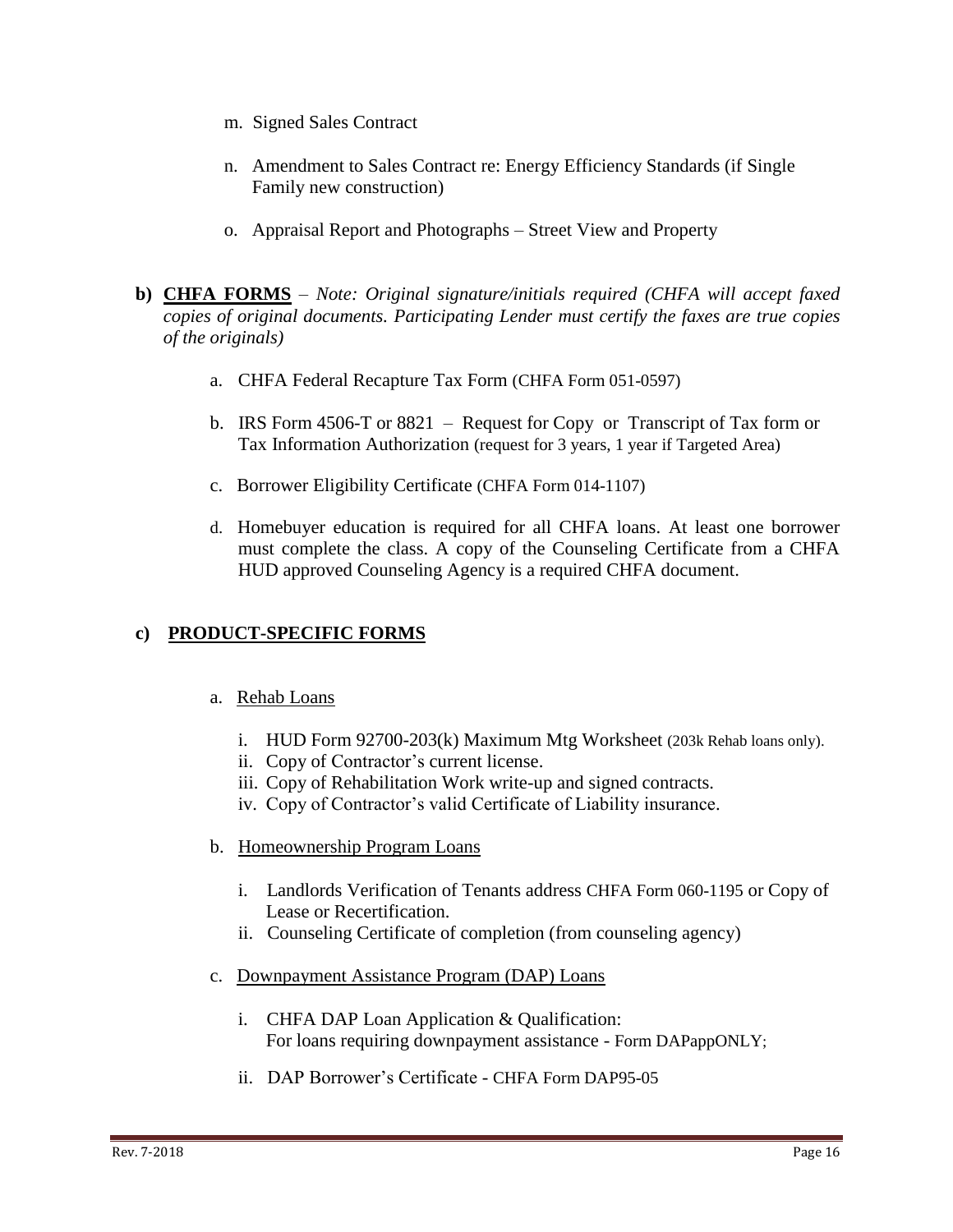m. Signed Sales Contract

n. Amendment to Sales Contract re: Energy Efficiency Standards (if Single Family new construction)

o. Appraisal Report and Photographs – Street View and Property

**b) <u>CHFA FORMS</u>** – *Note: Original signature/initials required (CHFA will accept faxed copies of original documents. Participating Lender must certify the faxes are true copies of the originals)*

a. CHFA Federal Recapture Tax Form (CHFA Form 051-0597)

b. IRS Form 4506-T or 8821 – Request for Copy or Transcript of Tax form or Tax Information Authorization (request for 3 years, 1 year if Targeted Area)

c. Borrower Eligibility Certificate (CHFA Form 014-1107)

d. Homebuyer education is required for all CHFA loans. At least one borrower must complete the class. A copy of the Counseling Certificate from a CHFA HUD approved Counseling Agency is a required CHFA document.

**c) <u>PRODUCT-SPECIFIC FORMS</u>**

a. <u>Rehab Loans</u>

i. HUD Form 92700-203(k) Maximum Mtg Worksheet (203k Rehab loans only).
ii. Copy of Contractor's current license.
iii. Copy of Rehabilitation Work write-up and signed contracts.
iv. Copy of Contractor's valid Certificate of Liability insurance.

b. <u>Homeownership Program Loans</u>

i. Landlords Verification of Tenants address CHFA Form 060-1195 or Copy of Lease or Recertification.
ii. Counseling Certificate of completion (from counseling agency)

c. <u>Downpayment Assistance Program (DAP) Loans</u>

i. CHFA DAP Loan Application & Qualification: For loans requiring downpayment assistance - Form DAPappONLY;

ii. DAP Borrower's Certificate - CHFA Form DAP95-05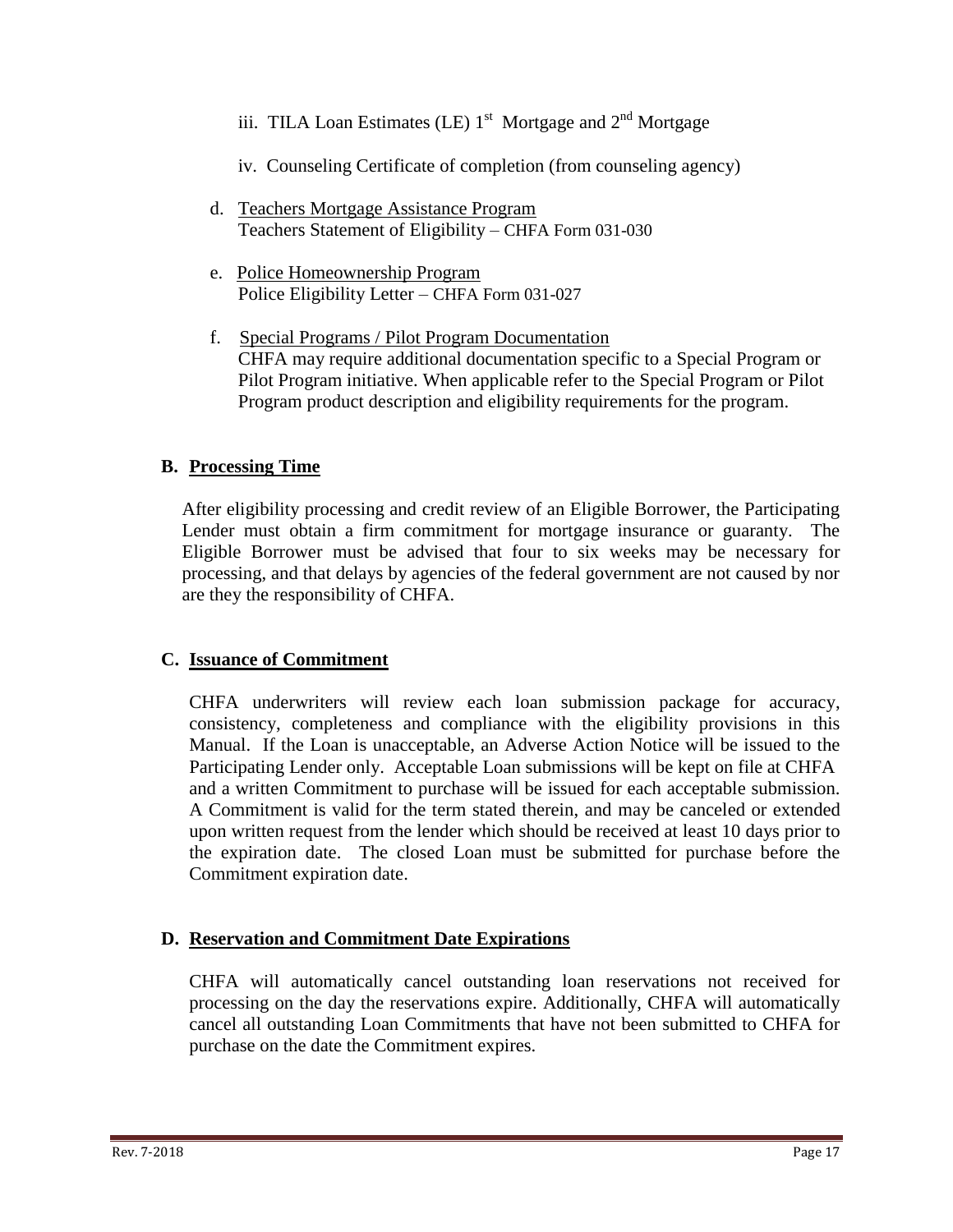iii. TILA Loan Estimates (LE) 1st Mortgage and 2nd Mortgage

iv. Counseling Certificate of completion (from counseling agency)

d. Teachers Mortgage Assistance Program
Teachers Statement of Eligibility – CHFA Form 031-030

e. Police Homeownership Program
Police Eligibility Letter – CHFA Form 031-027

f. Special Programs / Pilot Program Documentation
CHFA may require additional documentation specific to a Special Program or Pilot Program initiative. When applicable refer to the Special Program or Pilot Program product description and eligibility requirements for the program.

## B. Processing Time

After eligibility processing and credit review of an Eligible Borrower, the Participating Lender must obtain a firm commitment for mortgage insurance or guaranty. The Eligible Borrower must be advised that four to six weeks may be necessary for processing, and that delays by agencies of the federal government are not caused by nor are they the responsibility of CHFA.

## C. Issuance of Commitment

CHFA underwriters will review each loan submission package for accuracy, consistency, completeness and compliance with the eligibility provisions in this Manual. If the Loan is unacceptable, an Adverse Action Notice will be issued to the Participating Lender only. Acceptable Loan submissions will be kept on file at CHFA and a written Commitment to purchase will be issued for each acceptable submission. A Commitment is valid for the term stated therein, and may be canceled or extended upon written request from the lender which should be received at least 10 days prior to the expiration date. The closed Loan must be submitted for purchase before the Commitment expiration date.

## D. Reservation and Commitment Date Expirations

CHFA will automatically cancel outstanding loan reservations not received for processing on the day the reservations expire. Additionally, CHFA will automatically cancel all outstanding Loan Commitments that have not been submitted to CHFA for purchase on the date the Commitment expires.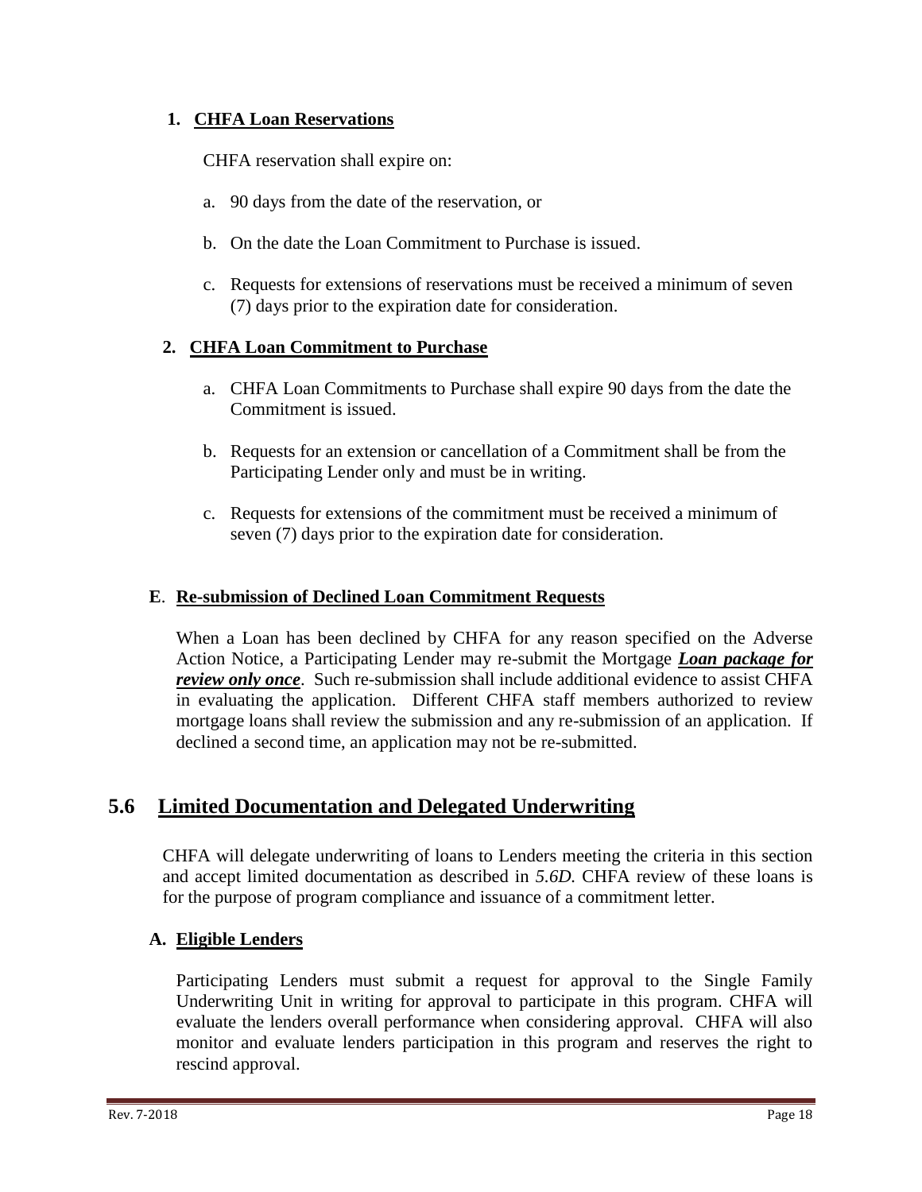### 1. CHFA Loan Reservations

CHFA reservation shall expire on:

a. 90 days from the date of the reservation, or

b. On the date the Loan Commitment to Purchase is issued.

c. Requests for extensions of reservations must be received a minimum of seven (7) days prior to the expiration date for consideration.

### 2. CHFA Loan Commitment to Purchase

a. CHFA Loan Commitments to Purchase shall expire 90 days from the date the Commitment is issued.

b. Requests for an extension or cancellation of a Commitment shall be from the Participating Lender only and must be in writing.

c. Requests for extensions of the commitment must be received a minimum of seven (7) days prior to the expiration date for consideration.

### E. Re-submission of Declined Loan Commitment Requests

When a Loan has been declined by CHFA for any reason specified on the Adverse Action Notice, a Participating Lender may re-submit the Mortgage ***Loan package for review only once***. Such re-submission shall include additional evidence to assist CHFA in evaluating the application. Different CHFA staff members authorized to review mortgage loans shall review the submission and any re-submission of an application. If declined a second time, an application may not be re-submitted.

## 5.6 Limited Documentation and Delegated Underwriting

CHFA will delegate underwriting of loans to Lenders meeting the criteria in this section and accept limited documentation as described in *5.6D.* CHFA review of these loans is for the purpose of program compliance and issuance of a commitment letter.

### A. Eligible Lenders

Participating Lenders must submit a request for approval to the Single Family Underwriting Unit in writing for approval to participate in this program. CHFA will evaluate the lenders overall performance when considering approval. CHFA will also monitor and evaluate lenders participation in this program and reserves the right to rescind approval.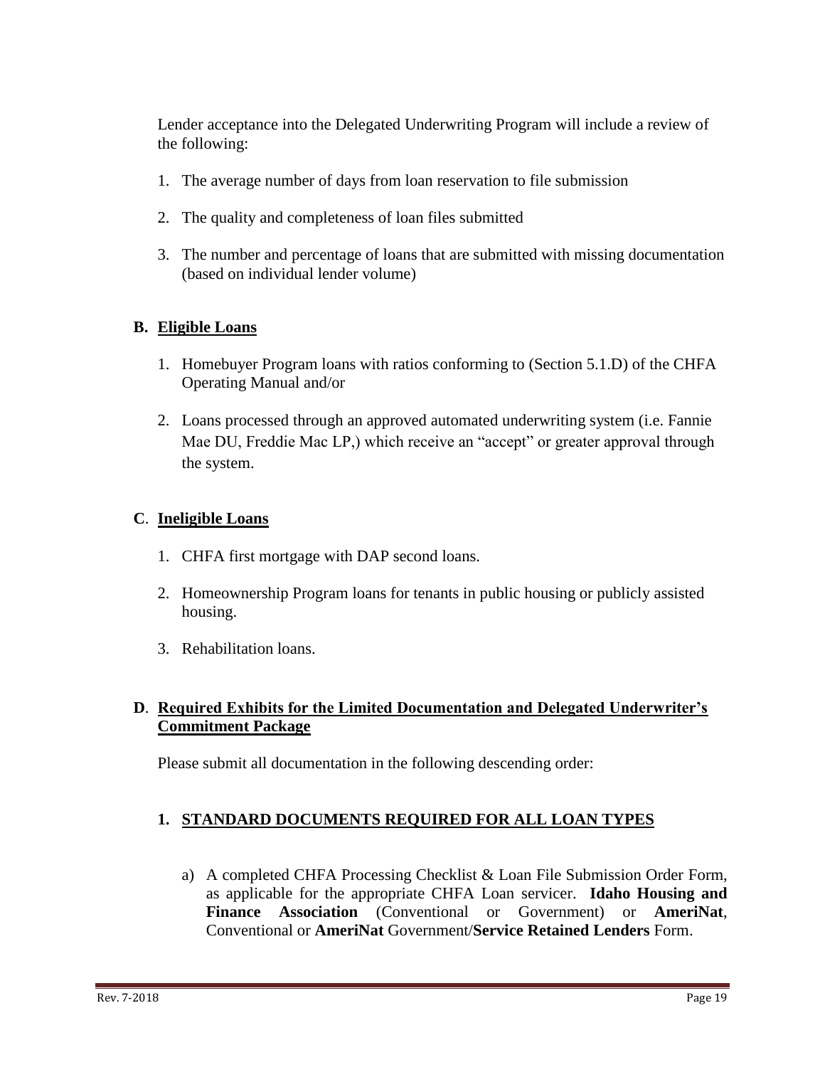Lender acceptance into the Delegated Underwriting Program will include a review of the following:

1. The average number of days from loan reservation to file submission
2. The quality and completeness of loan files submitted
3. The number and percentage of loans that are submitted with missing documentation (based on individual lender volume)

### B. Eligible Loans

1. Homebuyer Program loans with ratios conforming to (Section 5.1.D) of the CHFA Operating Manual and/or
2. Loans processed through an approved automated underwriting system (i.e. Fannie Mae DU, Freddie Mac LP,) which receive an "accept" or greater approval through the system.

### C. Ineligible Loans

1. CHFA first mortgage with DAP second loans.
2. Homeownership Program loans for tenants in public housing or publicly assisted housing.
3. Rehabilitation loans.

### D. Required Exhibits for the Limited Documentation and Delegated Underwriter's Commitment Package

Please submit all documentation in the following descending order:

#### 1. STANDARD DOCUMENTS REQUIRED FOR ALL LOAN TYPES

a) A completed CHFA Processing Checklist & Loan File Submission Order Form, as applicable for the appropriate CHFA Loan servicer. **Idaho Housing and Finance Association** (Conventional or Government) or **AmeriNat**, Conventional or **AmeriNat** Government/**Service Retained Lenders** Form.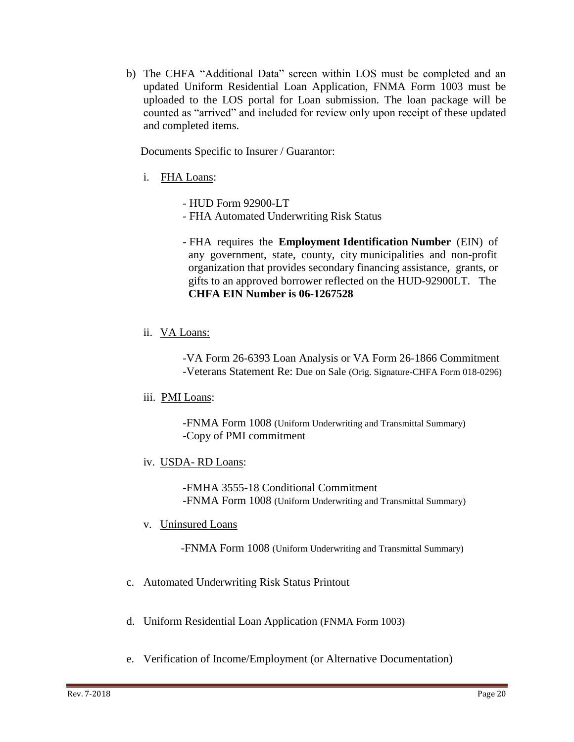b) The CHFA "Additional Data" screen within LOS must be completed and an updated Uniform Residential Loan Application, FNMA Form 1003 must be uploaded to the LOS portal for Loan submission. The loan package will be counted as "arrived" and included for review only upon receipt of these updated and completed items.

Documents Specific to Insurer / Guarantor:

i. <u>FHA Loans</u>:

- HUD Form 92900-LT
- FHA Automated Underwriting Risk Status
- FHA requires the **Employment Identification Number** (EIN) of any government, state, county, city municipalities and non-profit organization that provides secondary financing assistance, grants, or gifts to an approved borrower reflected on the HUD-92900LT. The **CHFA EIN Number is 06-1267528**

ii. <u>VA Loans:</u>

-VA Form 26-6393 Loan Analysis or VA Form 26-1866 Commitment
-Veterans Statement Re: Due on Sale (Orig. Signature-CHFA Form 018-0296)

iii. <u>PMI Loans</u>:

-FNMA Form 1008 (Uniform Underwriting and Transmittal Summary)
-Copy of PMI commitment

iv. <u>USDA- RD Loans</u>:

-FMHA 3555-18 Conditional Commitment
-FNMA Form 1008 (Uniform Underwriting and Transmittal Summary)

v. <u>Uninsured Loans</u>

-FNMA Form 1008 (Uniform Underwriting and Transmittal Summary)

c. Automated Underwriting Risk Status Printout

d. Uniform Residential Loan Application (FNMA Form 1003)

e. Verification of Income/Employment (or Alternative Documentation)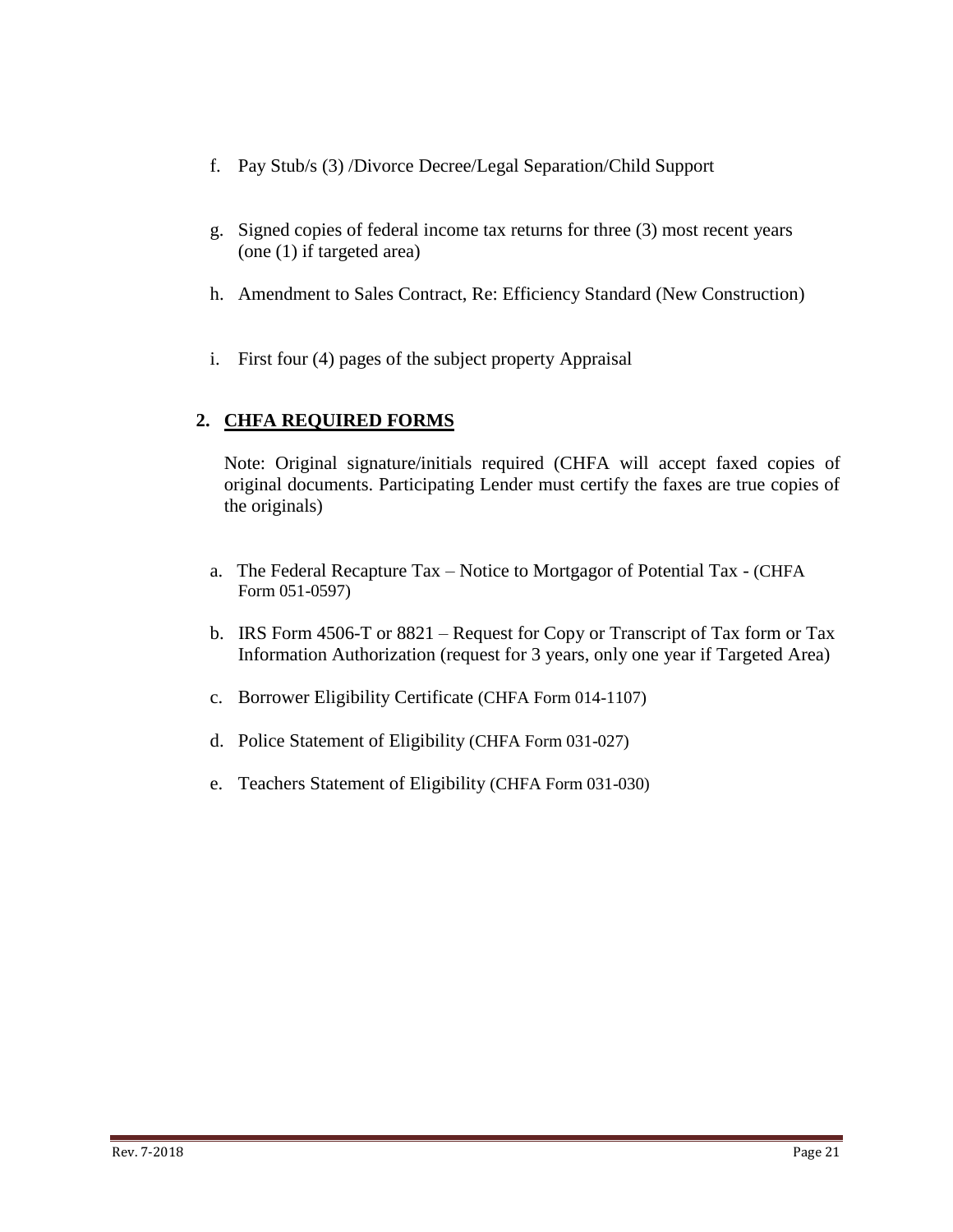f. Pay Stub/s (3) /Divorce Decree/Legal Separation/Child Support

g. Signed copies of federal income tax returns for three (3) most recent years (one (1) if targeted area)

h. Amendment to Sales Contract, Re: Efficiency Standard (New Construction)

i. First four (4) pages of the subject property Appraisal

## 2. CHFA REQUIRED FORMS

Note: Original signature/initials required (CHFA will accept faxed copies of original documents. Participating Lender must certify the faxes are true copies of the originals)

a. The Federal Recapture Tax – Notice to Mortgagor of Potential Tax - (CHFA Form 051-0597)

b. IRS Form 4506-T or 8821 – Request for Copy or Transcript of Tax form or Tax Information Authorization (request for 3 years, only one year if Targeted Area)

c. Borrower Eligibility Certificate (CHFA Form 014-1107)

d. Police Statement of Eligibility (CHFA Form 031-027)

e. Teachers Statement of Eligibility (CHFA Form 031-030)